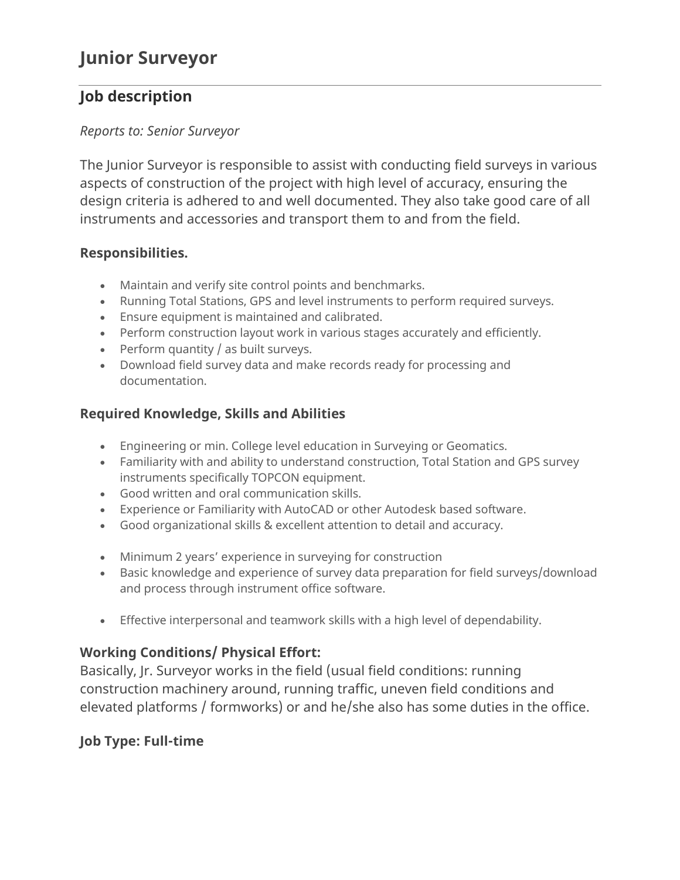# Junior Surveyor

## Job description

*Reports to: Senior Surveyor*

The Junior Surveyor is responsible to assist with conducting field surveys in various aspects of construction of the project with high level of accuracy, ensuring the design criteria is adhered to and well documented. They also take good care of all instruments and accessories and transport them to and from the field.

### Responsibilities.

- Maintain and verify site control points and benchmarks.
- Running Total Stations, GPS and level instruments to perform required surveys.
- Ensure equipment is maintained and calibrated.
- Perform construction layout work in various stages accurately and efficiently.
- Perform quantity / as built surveys.
- Download field survey data and make records ready for processing and documentation.

### Required Knowledge, Skills and Abilities

- Engineering or min. College level education in Surveying or Geomatics.
- Familiarity with and ability to understand construction, Total Station and GPS survey instruments specifically TOPCON equipment.
- Good written and oral communication skills.
- Experience or Familiarity with AutoCAD or other Autodesk based software.
- Good organizational skills & excellent attention to detail and accuracy.

- Minimum 2 years' experience in surveying for construction
- Basic knowledge and experience of survey data preparation for field surveys/download and process through instrument office software.

- Effective interpersonal and teamwork skills with a high level of dependability.

### Working Conditions/ Physical Effort:

Basically, Jr. Surveyor works in the field (usual field conditions: running construction machinery around, running traffic, uneven field conditions and elevated platforms / formworks) or and he/she also has some duties in the office.

### Job Type: Full-time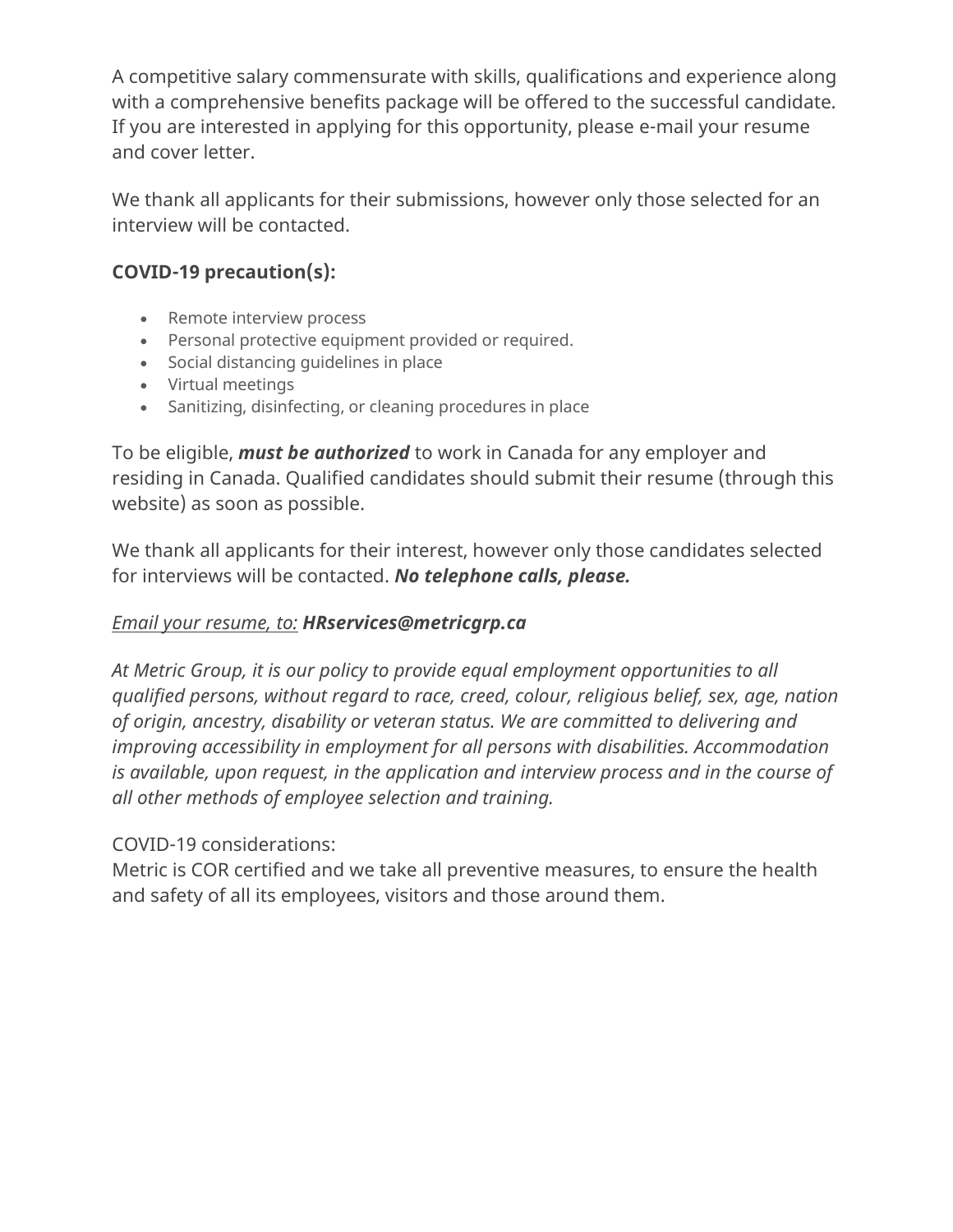A competitive salary commensurate with skills, qualifications and experience along with a comprehensive benefits package will be offered to the successful candidate. If you are interested in applying for this opportunity, please e-mail your resume and cover letter.

We thank all applicants for their submissions, however only those selected for an interview will be contacted.

**COVID-19 precaution(s):**

- Remote interview process
- Personal protective equipment provided or required.
- Social distancing guidelines in place
- Virtual meetings
- Sanitizing, disinfecting, or cleaning procedures in place

To be eligible, ***must be authorized*** to work in Canada for any employer and residing in Canada. Qualified candidates should submit their resume (through this website) as soon as possible.

We thank all applicants for their interest, however only those candidates selected for interviews will be contacted. ***No telephone calls, please.***

<u>*Email your resume, to:*</u> ***HRservices@metricgrp.ca***

*At Metric Group, it is our policy to provide equal employment opportunities to all qualified persons, without regard to race, creed, colour, religious belief, sex, age, nation of origin, ancestry, disability or veteran status. We are committed to delivering and improving accessibility in employment for all persons with disabilities. Accommodation is available, upon request, in the application and interview process and in the course of all other methods of employee selection and training.*

COVID-19 considerations:
Metric is COR certified and we take all preventive measures, to ensure the health and safety of all its employees, visitors and those around them.